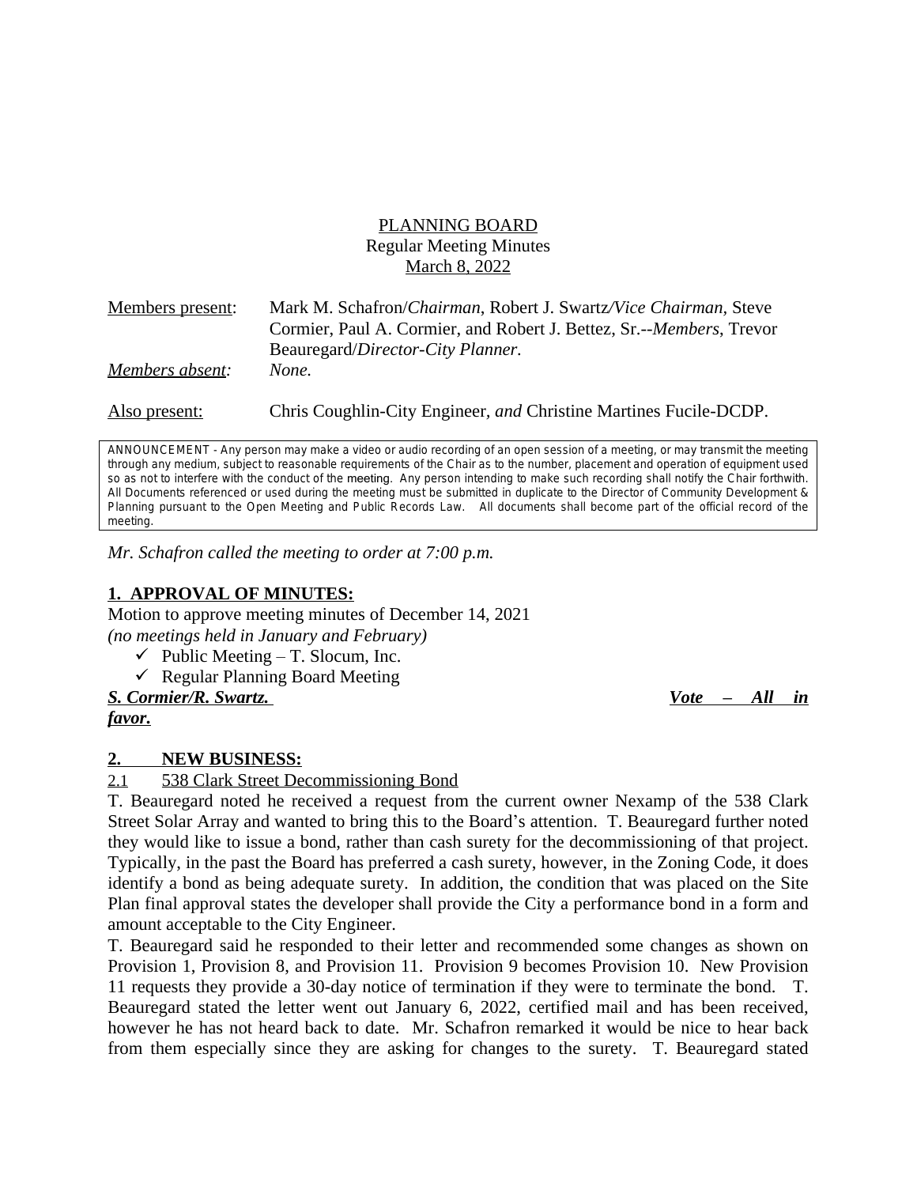PLANNING BOARD
Regular Meeting Minutes
March 8, 2022

Members present: Mark M. Schafron/*Chairman*, Robert J. Swartz*/Vice Chairman*, Steve Cormier, Paul A. Cormier, and Robert J. Bettez, Sr.--*Members*, Trevor Beauregard/*Director-City Planner*.

*Members absent:* *None.*

Also present: Chris Coughlin-City Engineer, *and* Christine Martines Fucile-DCDP.

ANNOUNCEMENT - Any person may make a video or audio recording of an open session of a meeting, or may transmit the meeting through any medium, subject to reasonable requirements of the Chair as to the number, placement and operation of equipment used so as not to interfere with the conduct of the meeting. Any person intending to make such recording shall notify the Chair forthwith. All Documents referenced or used during the meeting must be submitted in duplicate to the Director of Community Development & Planning pursuant to the Open Meeting and Public Records Law. All documents shall become part of the official record of the meeting.

*Mr. Schafron called the meeting to order at 7:00 p.m.*

## 1. APPROVAL OF MINUTES:

Motion to approve meeting minutes of December 14, 2021
*(no meetings held in January and February)*

- ✓ Public Meeting – T. Slocum, Inc.
- ✓ Regular Planning Board Meeting

***S. Cormier/R. Swartz.*** ***Vote – All in favor.***

## 2. NEW BUSINESS:

2.1 538 Clark Street Decommissioning Bond

T. Beauregard noted he received a request from the current owner Nexamp of the 538 Clark Street Solar Array and wanted to bring this to the Board's attention. T. Beauregard further noted they would like to issue a bond, rather than cash surety for the decommissioning of that project. Typically, in the past the Board has preferred a cash surety, however, in the Zoning Code, it does identify a bond as being adequate surety. In addition, the condition that was placed on the Site Plan final approval states the developer shall provide the City a performance bond in a form and amount acceptable to the City Engineer.

T. Beauregard said he responded to their letter and recommended some changes as shown on Provision 1, Provision 8, and Provision 11. Provision 9 becomes Provision 10. New Provision 11 requests they provide a 30-day notice of termination if they were to terminate the bond. T. Beauregard stated the letter went out January 6, 2022, certified mail and has been received, however he has not heard back to date. Mr. Schafron remarked it would be nice to hear back from them especially since they are asking for changes to the surety. T. Beauregard stated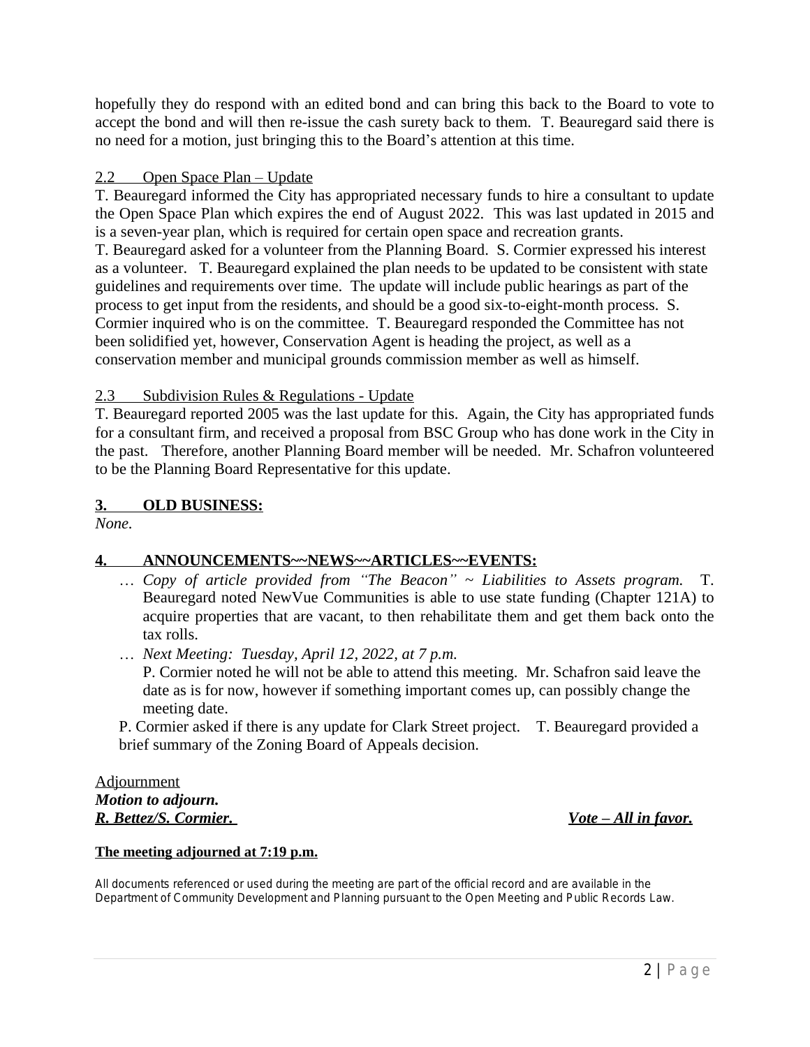hopefully they do respond with an edited bond and can bring this back to the Board to vote to accept the bond and will then re-issue the cash surety back to them. T. Beauregard said there is no need for a motion, just bringing this to the Board's attention at this time.

2.2 Open Space Plan – Update

T. Beauregard informed the City has appropriated necessary funds to hire a consultant to update the Open Space Plan which expires the end of August 2022. This was last updated in 2015 and is a seven-year plan, which is required for certain open space and recreation grants.
T. Beauregard asked for a volunteer from the Planning Board. S. Cormier expressed his interest as a volunteer. T. Beauregard explained the plan needs to be updated to be consistent with state guidelines and requirements over time. The update will include public hearings as part of the process to get input from the residents, and should be a good six-to-eight-month process. S. Cormier inquired who is on the committee. T. Beauregard responded the Committee has not been solidified yet, however, Conservation Agent is heading the project, as well as a conservation member and municipal grounds commission member as well as himself.

2.3 Subdivision Rules & Regulations - Update

T. Beauregard reported 2005 was the last update for this. Again, the City has appropriated funds for a consultant firm, and received a proposal from BSC Group who has done work in the City in the past. Therefore, another Planning Board member will be needed. Mr. Schafron volunteered to be the Planning Board Representative for this update.

**3. OLD BUSINESS:**

*None.*

**4. ANNOUNCEMENTS~~NEWS~~ARTICLES~~EVENTS:**

- *Copy of article provided from "The Beacon" ~ Liabilities to Assets program.* T. Beauregard noted NewVue Communities is able to use state funding (Chapter 121A) to acquire properties that are vacant, to then rehabilitate them and get them back onto the tax rolls.
- *Next Meeting: Tuesday, April 12, 2022, at 7 p.m.*
  P. Cormier noted he will not be able to attend this meeting. Mr. Schafron said leave the date as is for now, however if something important comes up, can possibly change the meeting date.

P. Cormier asked if there is any update for Clark Street project. T. Beauregard provided a brief summary of the Zoning Board of Appeals decision.

Adjournment

***Motion to adjourn.***

***R. Bettez/S. Cormier.*** ***Vote – All in favor.***

**The meeting adjourned at 7:19 p.m.**

All documents referenced or used during the meeting are part of the official record and are available in the Department of Community Development and Planning pursuant to the Open Meeting and Public Records Law.